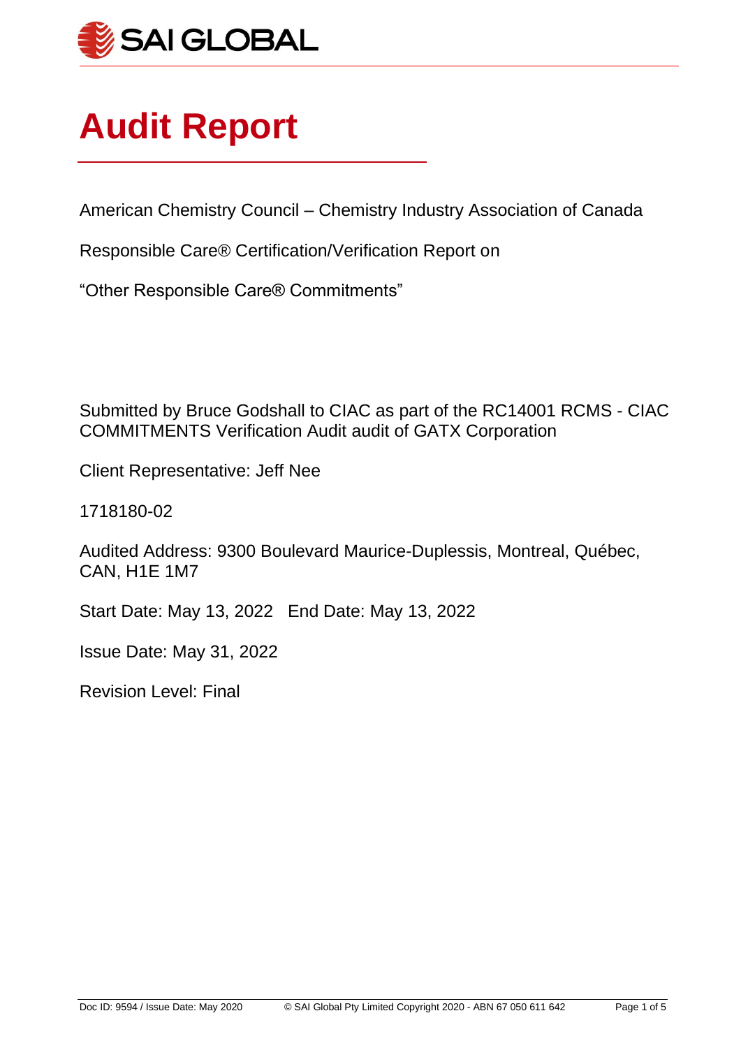SAI GLOBAL

# Audit Report

American Chemistry Council – Chemistry Industry Association of Canada

Responsible Care® Certification/Verification Report on

"Other Responsible Care® Commitments"

Submitted by Bruce Godshall to CIAC as part of the RC14001 RCMS - CIAC COMMITMENTS Verification Audit audit of GATX Corporation

Client Representative: Jeff Nee

1718180-02

Audited Address: 9300 Boulevard Maurice-Duplessis, Montreal, Québec, CAN, H1E 1M7

Start Date: May 13, 2022   End Date: May 13, 2022

Issue Date: May 31, 2022

Revision Level: Final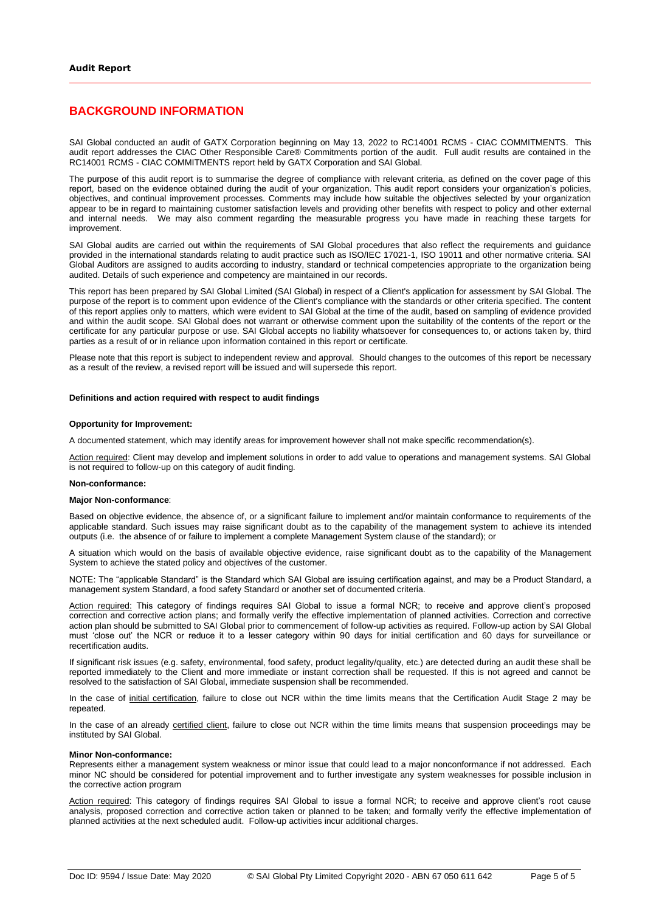## BACKGROUND INFORMATION

SAI Global conducted an audit of GATX Corporation beginning on May 13, 2022 to RC14001 RCMS - CIAC COMMITMENTS. This audit report addresses the CIAC Other Responsible Care® Commitments portion of the audit. Full audit results are contained in the RC14001 RCMS - CIAC COMMITMENTS report held by GATX Corporation and SAI Global.

The purpose of this audit report is to summarise the degree of compliance with relevant criteria, as defined on the cover page of this report, based on the evidence obtained during the audit of your organization. This audit report considers your organization's policies, objectives, and continual improvement processes. Comments may include how suitable the objectives selected by your organization appear to be in regard to maintaining customer satisfaction levels and providing other benefits with respect to policy and other external and internal needs. We may also comment regarding the measurable progress you have made in reaching these targets for improvement.

SAI Global audits are carried out within the requirements of SAI Global procedures that also reflect the requirements and guidance provided in the international standards relating to audit practice such as ISO/IEC 17021-1, ISO 19011 and other normative criteria. SAI Global Auditors are assigned to audits according to industry, standard or technical competencies appropriate to the organization being audited. Details of such experience and competency are maintained in our records.

This report has been prepared by SAI Global Limited (SAI Global) in respect of a Client's application for assessment by SAI Global. The purpose of the report is to comment upon evidence of the Client's compliance with the standards or other criteria specified. The content of this report applies only to matters, which were evident to SAI Global at the time of the audit, based on sampling of evidence provided and within the audit scope. SAI Global does not warrant or otherwise comment upon the suitability of the contents of the report or the certificate for any particular purpose or use. SAI Global accepts no liability whatsoever for consequences to, or actions taken by, third parties as a result of or in reliance upon information contained in this report or certificate.

Please note that this report is subject to independent review and approval. Should changes to the outcomes of this report be necessary as a result of the review, a revised report will be issued and will supersede this report.

**Definitions and action required with respect to audit findings**

**Opportunity for Improvement:**

A documented statement, which may identify areas for improvement however shall not make specific recommendation(s).

Action required: Client may develop and implement solutions in order to add value to operations and management systems. SAI Global is not required to follow-up on this category of audit finding.

**Non-conformance:**

**Major Non-conformance**:

Based on objective evidence, the absence of, or a significant failure to implement and/or maintain conformance to requirements of the applicable standard. Such issues may raise significant doubt as to the capability of the management system to achieve its intended outputs (i.e. the absence of or failure to implement a complete Management System clause of the standard); or

A situation which would on the basis of available objective evidence, raise significant doubt as to the capability of the Management System to achieve the stated policy and objectives of the customer.

NOTE: The "applicable Standard" is the Standard which SAI Global are issuing certification against, and may be a Product Standard, a management system Standard, a food safety Standard or another set of documented criteria.

Action required: This category of findings requires SAI Global to issue a formal NCR; to receive and approve client's proposed correction and corrective action plans; and formally verify the effective implementation of planned activities. Correction and corrective action plan should be submitted to SAI Global prior to commencement of follow-up activities as required. Follow-up action by SAI Global must 'close out' the NCR or reduce it to a lesser category within 90 days for initial certification and 60 days for surveillance or recertification audits.

If significant risk issues (e.g. safety, environmental, food safety, product legality/quality, etc.) are detected during an audit these shall be reported immediately to the Client and more immediate or instant correction shall be requested. If this is not agreed and cannot be resolved to the satisfaction of SAI Global, immediate suspension shall be recommended.

In the case of initial certification, failure to close out NCR within the time limits means that the Certification Audit Stage 2 may be repeated.

In the case of an already certified client, failure to close out NCR within the time limits means that suspension proceedings may be instituted by SAI Global.

**Minor Non-conformance:**

Represents either a management system weakness or minor issue that could lead to a major nonconformance if not addressed. Each minor NC should be considered for potential improvement and to further investigate any system weaknesses for possible inclusion in the corrective action program

Action required: This category of findings requires SAI Global to issue a formal NCR; to receive and approve client's root cause analysis, proposed correction and corrective action taken or planned to be taken; and formally verify the effective implementation of planned activities at the next scheduled audit. Follow-up activities incur additional charges.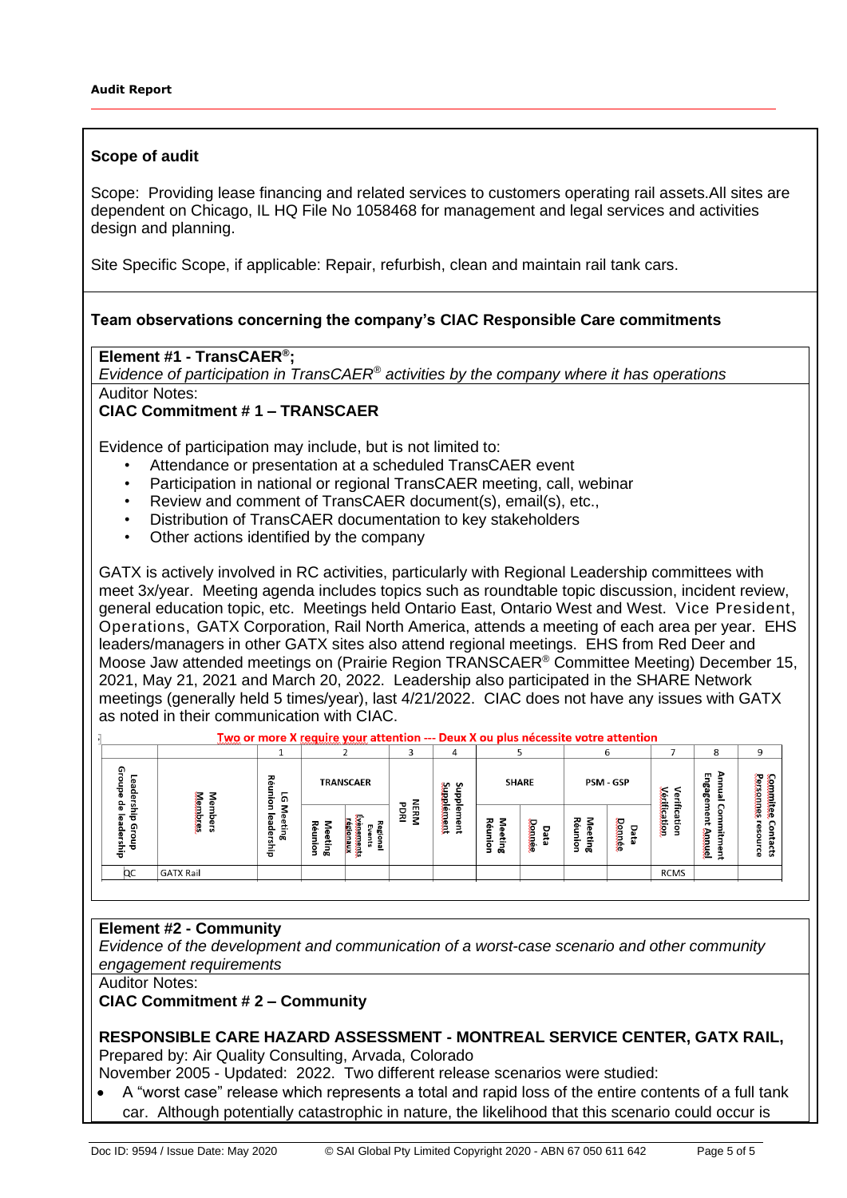**Audit Report**

## Scope of audit

Scope: Providing lease financing and related services to customers operating rail assets.All sites are dependent on Chicago, IL HQ File No 1058468 for management and legal services and activities design and planning.

Site Specific Scope, if applicable: Repair, refurbish, clean and maintain rail tank cars.

## Team observations concerning the company's CIAC Responsible Care commitments

### Element #1 - TransCAER®;

*Evidence of participation in TransCAER® activities by the company where it has operations*

Auditor Notes:

**CIAC Commitment # 1 – TRANSCAER**

Evidence of participation may include, but is not limited to:

- Attendance or presentation at a scheduled TransCAER event
- Participation in national or regional TransCAER meeting, call, webinar
- Review and comment of TransCAER document(s), email(s), etc.,
- Distribution of TransCAER documentation to key stakeholders
- Other actions identified by the company

GATX is actively involved in RC activities, particularly with Regional Leadership committees with meet 3x/year. Meeting agenda includes topics such as roundtable topic discussion, incident review, general education topic, etc. Meetings held Ontario East, Ontario West and West. Vice President, Operations, GATX Corporation, Rail North America, attends a meeting of each area per year. EHS leaders/managers in other GATX sites also attend regional meetings. EHS from Red Deer and Moose Jaw attended meetings on (Prairie Region TRANSCAER® Committee Meeting) December 15, 2021, May 21, 2021 and March 20, 2022. Leadership also participated in the SHARE Network meetings (generally held 5 times/year), last 4/21/2022. CIAC does not have any issues with GATX as noted in their communication with CIAC.

**Two or more X require your attention --- Deux X ou plus nécessite votre attention**

| | | 1 | 2 | | 3 | 4 | 5 | | 6 | | 7 | 8 | 9 |
|---|---|---|---|---|---|---|---|---|---|---|---|---|---|
| Leadership Group Groupe de leadership | Members Membres | LG Meeting Reunion leadership | TRANSCAER | | NERM PDRI | Supplement Supplément | SHARE | | PSM - GSP | | Verification Vérification | Annual Commitment Engagement Annuel | Commitee Contacts Personnes resource |
| | | | Meeting Reunion | Regional Events Évènements régionaux | | | Meeting Réunion | Data Donnée | Meeting Réunion | Data Donnée | | | |
| QC | GATX Rail | | | | | | | | | | RCMS | | |

### Element #2 - Community

*Evidence of the development and communication of a worst-case scenario and other community engagement requirements*

Auditor Notes:

**CIAC Commitment # 2 – Community**

**RESPONSIBLE CARE HAZARD ASSESSMENT - MONTREAL SERVICE CENTER, GATX RAIL,**
Prepared by: Air Quality Consulting, Arvada, Colorado
November 2005 - Updated: 2022. Two different release scenarios were studied:

- A "worst case" release which represents a total and rapid loss of the entire contents of a full tank car. Although potentially catastrophic in nature, the likelihood that this scenario could occur is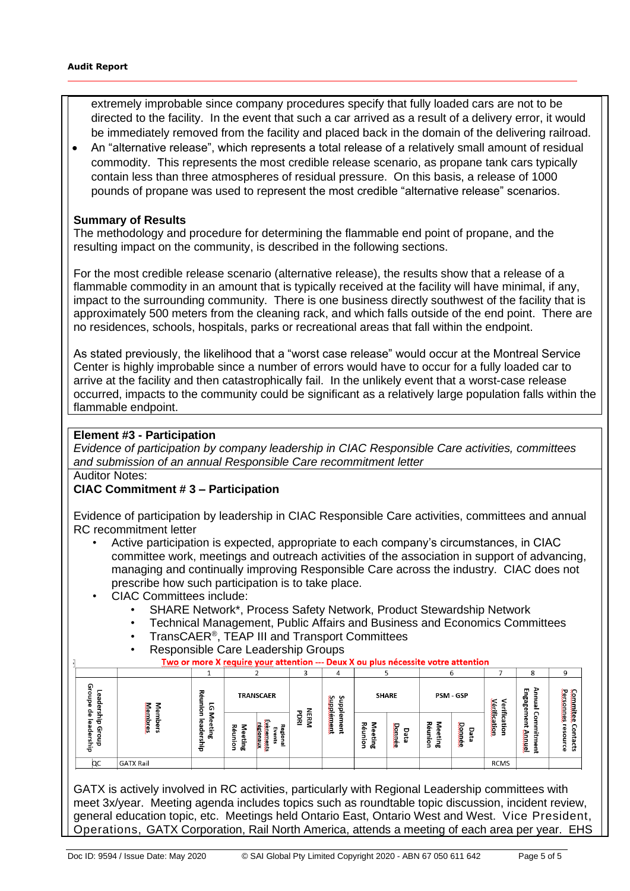extremely improbable since company procedures specify that fully loaded cars are not to be directed to the facility. In the event that such a car arrived as a result of a delivery error, it would be immediately removed from the facility and placed back in the domain of the delivering railroad.

- An "alternative release", which represents a total release of a relatively small amount of residual commodity. This represents the most credible release scenario, as propane tank cars typically contain less than three atmospheres of residual pressure. On this basis, a release of 1000 pounds of propane was used to represent the most credible "alternative release" scenarios.

**Summary of Results**

The methodology and procedure for determining the flammable end point of propane, and the resulting impact on the community, is described in the following sections.

For the most credible release scenario (alternative release), the results show that a release of a flammable commodity in an amount that is typically received at the facility will have minimal, if any, impact to the surrounding community. There is one business directly southwest of the facility that is approximately 500 meters from the cleaning rack, and which falls outside of the end point. There are no residences, schools, hospitals, parks or recreational areas that fall within the endpoint.

As stated previously, the likelihood that a "worst case release" would occur at the Montreal Service Center is highly improbable since a number of errors would have to occur for a fully loaded car to arrive at the facility and then catastrophically fail. In the unlikely event that a worst-case release occurred, impacts to the community could be significant as a relatively large population falls within the flammable endpoint.

**Element #3 - Participation**

*Evidence of participation by company leadership in CIAC Responsible Care activities, committees and submission of an annual Responsible Care recommitment letter*

Auditor Notes:

**CIAC Commitment # 3 – Participation**

Evidence of participation by leadership in CIAC Responsible Care activities, committees and annual RC recommitment letter

- Active participation is expected, appropriate to each company's circumstances, in CIAC committee work, meetings and outreach activities of the association in support of advancing, managing and continually improving Responsible Care across the industry. CIAC does not prescribe how such participation is to take place.
- CIAC Committees include:
  - SHARE Network*, Process Safety Network, Product Stewardship Network
  - Technical Management, Public Affairs and Business and Economics Committees
  - TransCAER®, TEAP III and Transport Committees
  - Responsible Care Leadership Groups

Two or more X require your attention --- Deux X ou plus nécessite votre attention

| | | 1 | 2 | | 3 | 4 | 5 | | 6 | | 7 | 8 | 9 |
|---|---|---|---|---|---|---|---|---|---|---|---|---|---|
| | | | TRANSCAER | | | | SHARE | | PSM - GSP | | | | |
| Leadership Group Groupe de leadership | Members Membres | LG Meeting Réunion leadership | Meeting Réunion | Regional Events Événements régionaux | NERM PDRI | Supplement Supplément | Meeting Réunion | Data Donnée | Meeting Réunion | Data Donnée | Verification Vérification | Annual Commitment Engagement Annuel | Committee Contacts Personnes resource |
| QC | GATX Rail | | | | | | | | | | RCMS | | |

GATX is actively involved in RC activities, particularly with Regional Leadership committees with meet 3x/year. Meeting agenda includes topics such as roundtable topic discussion, incident review, general education topic, etc. Meetings held Ontario East, Ontario West and West. Vice President, Operations, GATX Corporation, Rail North America, attends a meeting of each area per year. EHS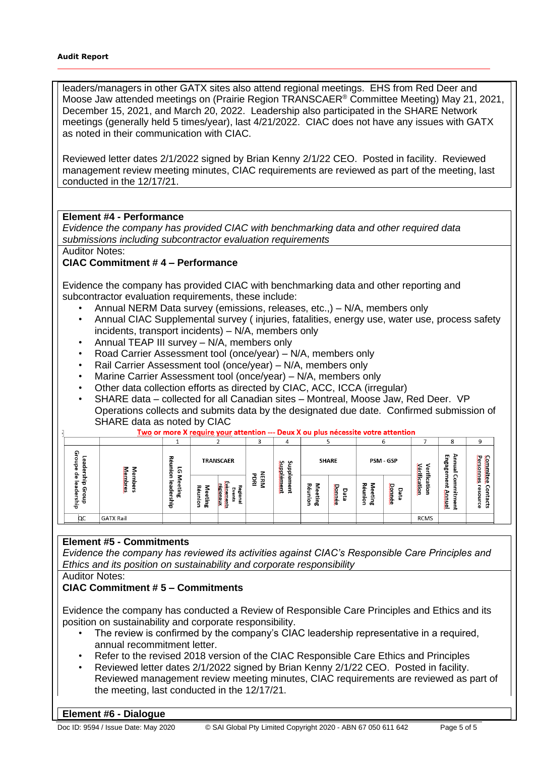leaders/managers in other GATX sites also attend regional meetings. EHS from Red Deer and Moose Jaw attended meetings on (Prairie Region TRANSCAER® Committee Meeting) May 21, 2021, December 15, 2021, and March 20, 2022. Leadership also participated in the SHARE Network meetings (generally held 5 times/year), last 4/21/2022. CIAC does not have any issues with GATX as noted in their communication with CIAC.

Reviewed letter dates 2/1/2022 signed by Brian Kenny 2/1/22 CEO. Posted in facility. Reviewed management review meeting minutes, CIAC requirements are reviewed as part of the meeting, last conducted in the 12/17/21.

**Element #4 - Performance**

*Evidence the company has provided CIAC with benchmarking data and other required data submissions including subcontractor evaluation requirements*

Auditor Notes:

**CIAC Commitment # 4 – Performance**

Evidence the company has provided CIAC with benchmarking data and other reporting and subcontractor evaluation requirements, these include:

- Annual NERM Data survey (emissions, releases, etc.,) – N/A, members only
- Annual CIAC Supplemental survey ( injuries, fatalities, energy use, water use, process safety incidents, transport incidents) – N/A, members only
- Annual TEAP III survey – N/A, members only
- Road Carrier Assessment tool (once/year) – N/A, members only
- Rail Carrier Assessment tool (once/year) – N/A, members only
- Marine Carrier Assessment tool (once/year) – N/A, members only
- Other data collection efforts as directed by CIAC, ACC, ICCA (irregular)
- SHARE data – collected for all Canadian sites – Montreal, Moose Jaw, Red Deer. VP Operations collects and submits data by the designated due date. Confirmed submission of SHARE data as noted by CIAC

Two or more X require your attention --- Deux X ou plus nécessite votre attention

| | | 1 | 2 | | 3 | 4 | 5 | | 6 | | 7 | 8 | 9 |
|---|---|---|---|---|---|---|---|---|---|---|---|---|---|
| Leadership Group Groupe de leadership | Members Membres | LG Meeting Réunion leadership | TRANSCAER Meeting Réunion | TRANSCAER Regional Events Événements régionaux | NERM PDRI | Supplement Supplément | SHARE Meeting Réunion | SHARE Data Donnée | PSM - GSP Meeting Réunion | PSM - GSP Data Donnée | Verification Vérification | Annual Commitment Engagement Annuel | Committee Contacts Personnes ressource |
| QC | GATX Rail | | | | | | | | | | RCMS | | |

**Element #5 - Commitments**

*Evidence the company has reviewed its activities against CIAC's Responsible Care Principles and Ethics and its position on sustainability and corporate responsibility*

Auditor Notes:

**CIAC Commitment # 5 – Commitments**

Evidence the company has conducted a Review of Responsible Care Principles and Ethics and its position on sustainability and corporate responsibility.

- The review is confirmed by the company's CIAC leadership representative in a required, annual recommitment letter.
- Refer to the revised 2018 version of the CIAC Responsible Care Ethics and Principles
- Reviewed letter dates 2/1/2022 signed by Brian Kenny 2/1/22 CEO. Posted in facility. Reviewed management review meeting minutes, CIAC requirements are reviewed as part of the meeting, last conducted in the 12/17/21.

**Element #6 - Dialogue**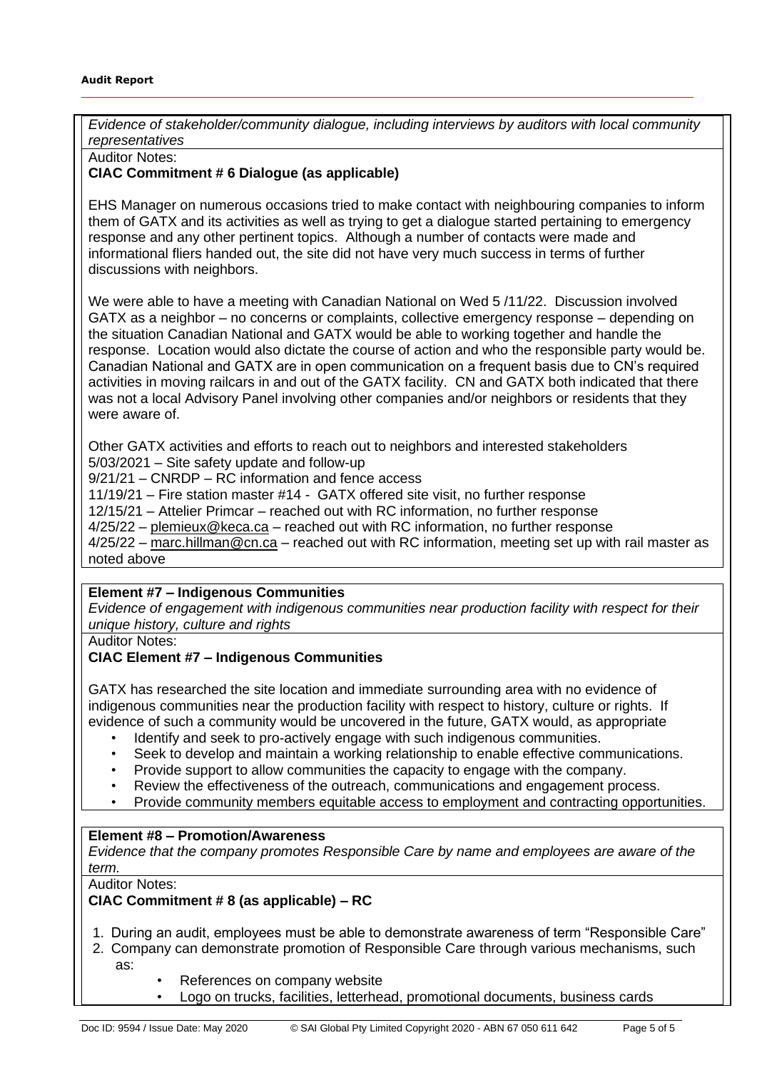*Evidence of stakeholder/community dialogue, including interviews by auditors with local community representatives*

Auditor Notes:

**CIAC Commitment # 6 Dialogue (as applicable)**

EHS Manager on numerous occasions tried to make contact with neighbouring companies to inform them of GATX and its activities as well as trying to get a dialogue started pertaining to emergency response and any other pertinent topics. Although a number of contacts were made and informational fliers handed out, the site did not have very much success in terms of further discussions with neighbors.

We were able to have a meeting with Canadian National on Wed 5 /11/22. Discussion involved GATX as a neighbor – no concerns or complaints, collective emergency response – depending on the situation Canadian National and GATX would be able to working together and handle the response. Location would also dictate the course of action and who the responsible party would be. Canadian National and GATX are in open communication on a frequent basis due to CN's required activities in moving railcars in and out of the GATX facility. CN and GATX both indicated that there was not a local Advisory Panel involving other companies and/or neighbors or residents that they were aware of.

Other GATX activities and efforts to reach out to neighbors and interested stakeholders
5/03/2021 – Site safety update and follow-up
9/21/21 – CNRDP – RC information and fence access
11/19/21 – Fire station master #14 - GATX offered site visit, no further response
12/15/21 – Attelier Primcar – reached out with RC information, no further response
4/25/22 – plemieux@keca.ca – reached out with RC information, no further response
4/25/22 – marc.hillman@cn.ca – reached out with RC information, meeting set up with rail master as noted above

**Element #7 – Indigenous Communities**

*Evidence of engagement with indigenous communities near production facility with respect for their unique history, culture and rights*

Auditor Notes:

**CIAC Element #7 – Indigenous Communities**

GATX has researched the site location and immediate surrounding area with no evidence of indigenous communities near the production facility with respect to history, culture or rights. If evidence of such a community would be uncovered in the future, GATX would, as appropriate

- Identify and seek to pro-actively engage with such indigenous communities.
- Seek to develop and maintain a working relationship to enable effective communications.
- Provide support to allow communities the capacity to engage with the company.
- Review the effectiveness of the outreach, communications and engagement process.
- Provide community members equitable access to employment and contracting opportunities.

**Element #8 – Promotion/Awareness**

*Evidence that the company promotes Responsible Care by name and employees are aware of the term.*

Auditor Notes:

**CIAC Commitment # 8 (as applicable) – RC**

1. During an audit, employees must be able to demonstrate awareness of term "Responsible Care"
2. Company can demonstrate promotion of Responsible Care through various mechanisms, such as:
   - References on company website
   - Logo on trucks, facilities, letterhead, promotional documents, business cards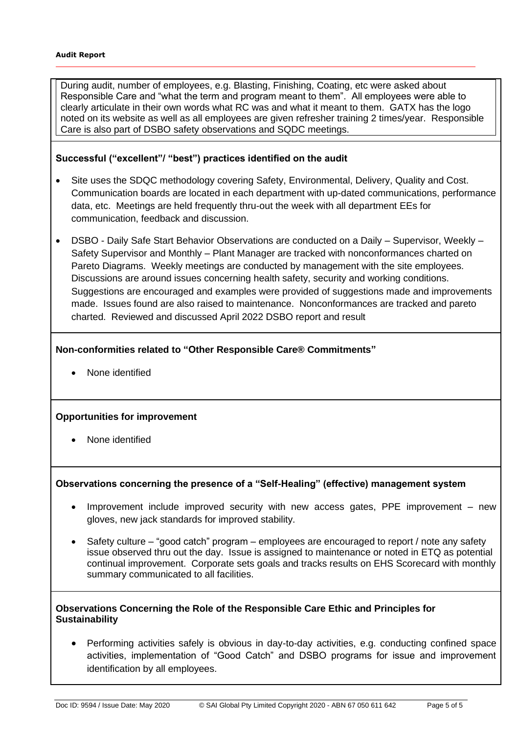During audit, number of employees, e.g. Blasting, Finishing, Coating, etc were asked about Responsible Care and "what the term and program meant to them". All employees were able to clearly articulate in their own words what RC was and what it meant to them. GATX has the logo noted on its website as well as all employees are given refresher training 2 times/year. Responsible Care is also part of DSBO safety observations and SQDC meetings.

**Successful ("excellent"/ "best") practices identified on the audit**

- Site uses the SDQC methodology covering Safety, Environmental, Delivery, Quality and Cost. Communication boards are located in each department with up-dated communications, performance data, etc. Meetings are held frequently thru-out the week with all department EEs for communication, feedback and discussion.
- DSBO - Daily Safe Start Behavior Observations are conducted on a Daily – Supervisor, Weekly – Safety Supervisor and Monthly – Plant Manager are tracked with nonconformances charted on Pareto Diagrams. Weekly meetings are conducted by management with the site employees. Discussions are around issues concerning health safety, security and working conditions. Suggestions are encouraged and examples were provided of suggestions made and improvements made. Issues found are also raised to maintenance. Nonconformances are tracked and pareto charted. Reviewed and discussed April 2022 DSBO report and result

**Non-conformities related to "Other Responsible Care® Commitments"**

- None identified

**Opportunities for improvement**

- None identified

**Observations concerning the presence of a "Self-Healing" (effective) management system**

- Improvement include improved security with new access gates, PPE improvement – new gloves, new jack standards for improved stability.
- Safety culture – "good catch" program – employees are encouraged to report / note any safety issue observed thru out the day. Issue is assigned to maintenance or noted in ETQ as potential continual improvement. Corporate sets goals and tracks results on EHS Scorecard with monthly summary communicated to all facilities.

**Observations Concerning the Role of the Responsible Care Ethic and Principles for Sustainability**

- Performing activities safely is obvious in day-to-day activities, e.g. conducting confined space activities, implementation of "Good Catch" and DSBO programs for issue and improvement identification by all employees.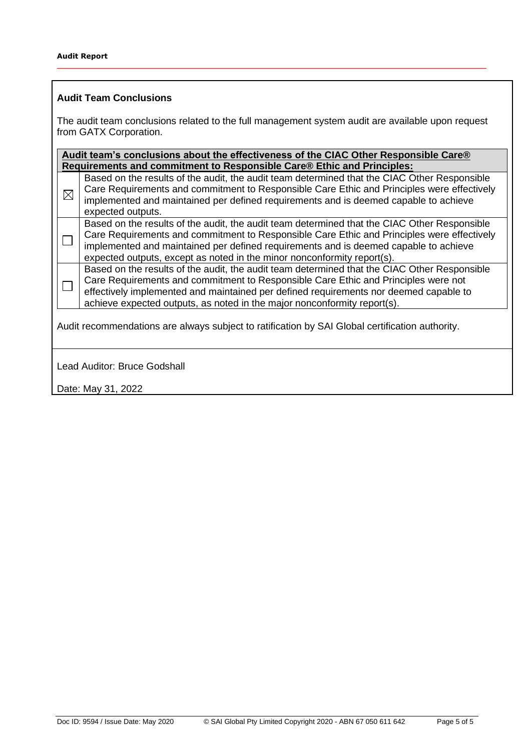## Audit Team Conclusions

The audit team conclusions related to the full management system audit are available upon request from GATX Corporation.

| **Audit team's conclusions about the effectiveness of the CIAC Other Responsible Care® Requirements and commitment to Responsible Care® Ethic and Principles:** | |
|---|---|
| ☒ | Based on the results of the audit, the audit team determined that the CIAC Other Responsible Care Requirements and commitment to Responsible Care Ethic and Principles were effectively implemented and maintained per defined requirements and is deemed capable to achieve expected outputs. |
| ☐ | Based on the results of the audit, the audit team determined that the CIAC Other Responsible Care Requirements and commitment to Responsible Care Ethic and Principles were effectively implemented and maintained per defined requirements and is deemed capable to achieve expected outputs, except as noted in the minor nonconformity report(s). |
| ☐ | Based on the results of the audit, the audit team determined that the CIAC Other Responsible Care Requirements and commitment to Responsible Care Ethic and Principles were not effectively implemented and maintained per defined requirements nor deemed capable to achieve expected outputs, as noted in the major nonconformity report(s). |

Audit recommendations are always subject to ratification by SAI Global certification authority.

Lead Auditor: Bruce Godshall

Date: May 31, 2022